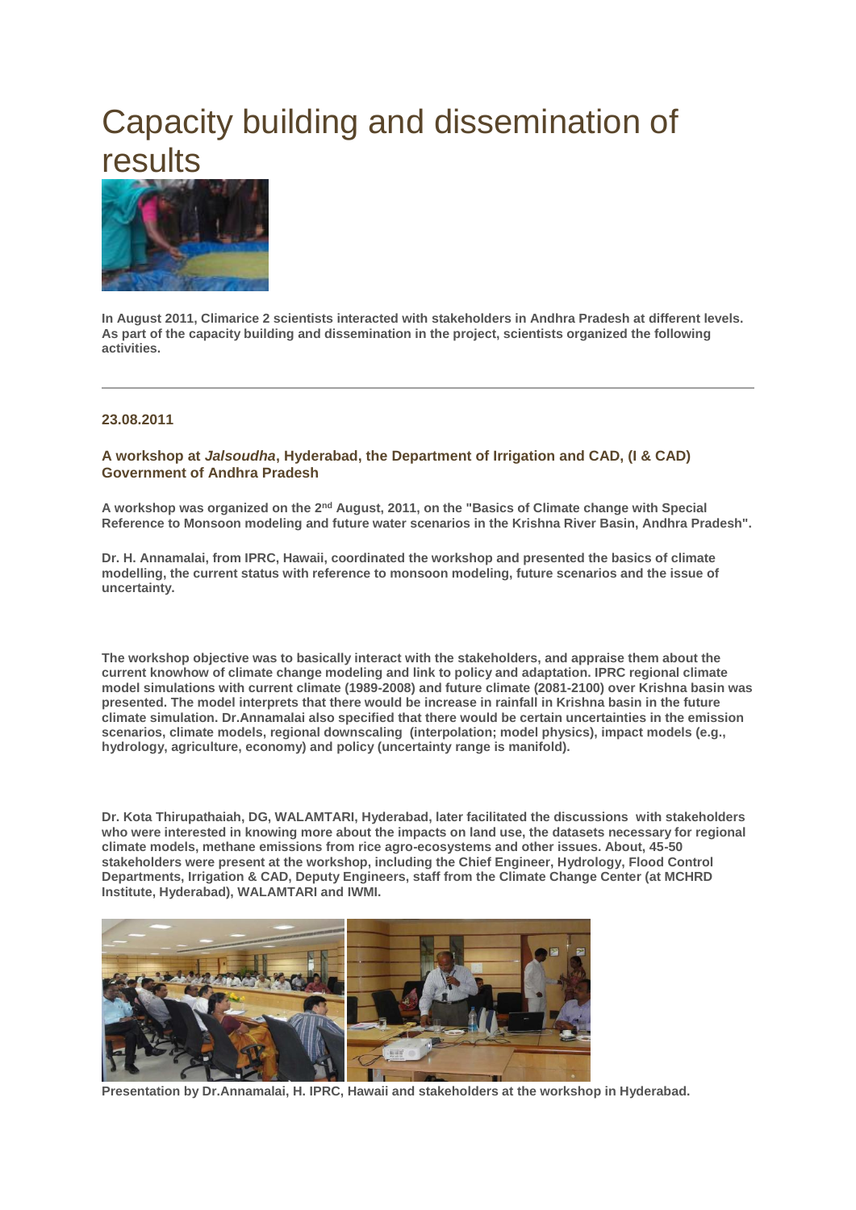# Capacity building and dissemination of results

**In August 2011, Climarice 2 scientists interacted with stakeholders in Andhra Pradesh at different levels. As part of the capacity building and dissemination in the project, scientists organized the following activities.**

---

**23.08.2011**

### A workshop at *Jalsoudha*, Hyderabad, the Department of Irrigation and CAD, (I & CAD) Government of Andhra Pradesh

**A workshop was organized on the 2nd August, 2011, on the "Basics of Climate change with Special Reference to Monsoon modeling and future water scenarios in the Krishna River Basin, Andhra Pradesh".**

**Dr. H. Annamalai, from IPRC, Hawaii, coordinated the workshop and presented the basics of climate modelling, the current status with reference to monsoon modeling, future scenarios and the issue of uncertainty.**

**The workshop objective was to basically interact with the stakeholders, and appraise them about the current knowhow of climate change modeling and link to policy and adaptation. IPRC regional climate model simulations with current climate (1989-2008) and future climate (2081-2100) over Krishna basin was presented. The model interprets that there would be increase in rainfall in Krishna basin in the future climate simulation. Dr.Annamalai also specified that there would be certain uncertainties in the emission scenarios, climate models, regional downscaling (interpolation; model physics), impact models (e.g., hydrology, agriculture, economy) and policy (uncertainty range is manifold).**

**Dr. Kota Thirupathaiah, DG, WALAMTARI, Hyderabad, later facilitated the discussions with stakeholders who were interested in knowing more about the impacts on land use, the datasets necessary for regional climate models, methane emissions from rice agro-ecosystems and other issues. About, 45-50 stakeholders were present at the workshop, including the Chief Engineer, Hydrology, Flood Control Departments, Irrigation & CAD, Deputy Engineers, staff from the Climate Change Center (at MCHRD Institute, Hyderabad), WALAMTARI and IWMI.**

**Presentation by Dr.Annamalai, H. IPRC, Hawaii and stakeholders at the workshop in Hyderabad.**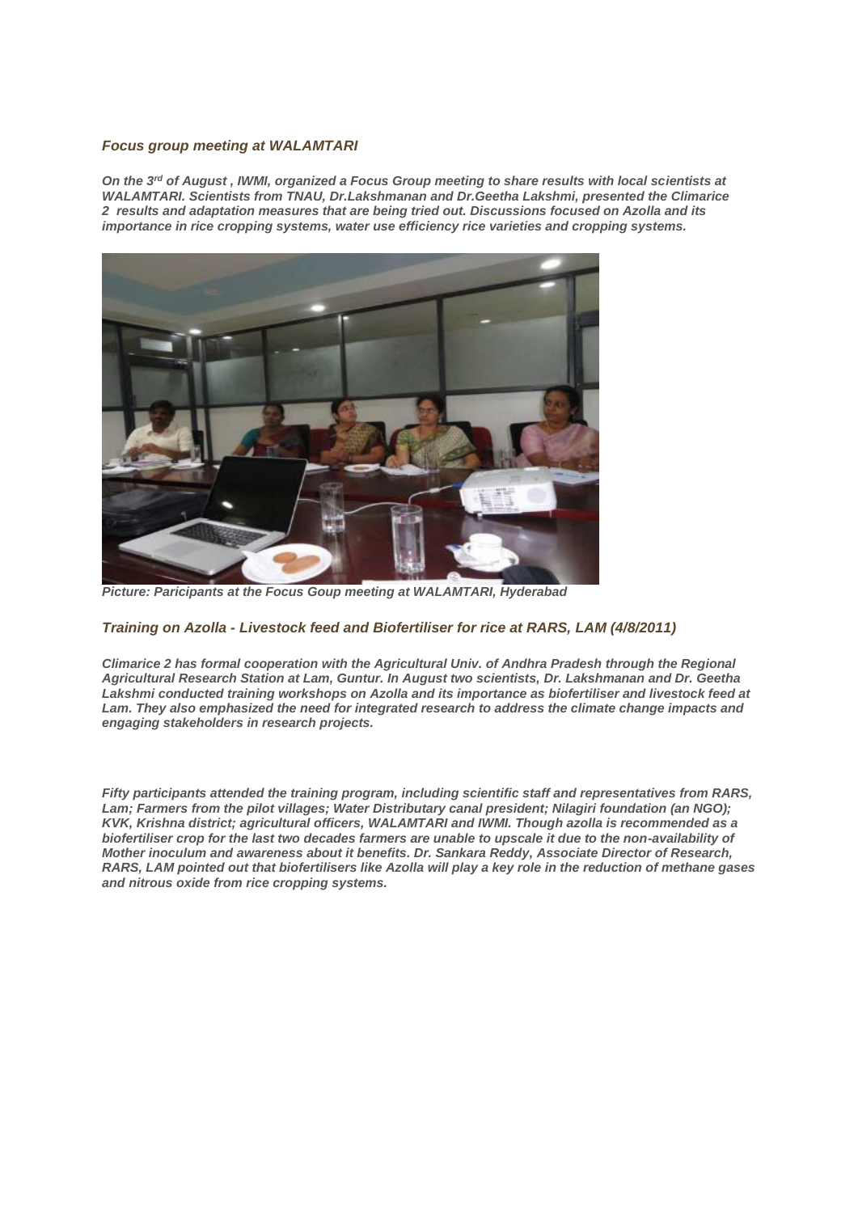### *Focus group meeting at WALAMTARI*

***On the 3rd of August , IWMI, organized a Focus Group meeting to share results with local scientists at WALAMTARI. Scientists from TNAU, Dr.Lakshmanan and Dr.Geetha Lakshmi, presented the Climarice 2 results and adaptation measures that are being tried out. Discussions focused on Azolla and its importance in rice cropping systems, water use efficiency rice varieties and cropping systems.***

***Picture: Paricipants at the Focus Goup meeting at WALAMTARI, Hyderabad***

### *Training on Azolla - Livestock feed and Biofertiliser for rice at RARS, LAM (4/8/2011)*

***Climarice 2 has formal cooperation with the Agricultural Univ. of Andhra Pradesh through the Regional Agricultural Research Station at Lam, Guntur. In August two scientists, Dr. Lakshmanan and Dr. Geetha Lakshmi conducted training workshops on Azolla and its importance as biofertiliser and livestock feed at Lam. They also emphasized the need for integrated research to address the climate change impacts and engaging stakeholders in research projects.***

***Fifty participants attended the training program, including scientific staff and representatives from RARS, Lam; Farmers from the pilot villages; Water Distributary canal president; Nilagiri foundation (an NGO); KVK, Krishna district; agricultural officers, WALAMTARI and IWMI. Though azolla is recommended as a biofertiliser crop for the last two decades farmers are unable to upscale it due to the non-availability of Mother inoculum and awareness about it benefits. Dr. Sankara Reddy, Associate Director of Research, RARS, LAM pointed out that biofertilisers like Azolla will play a key role in the reduction of methane gases and nitrous oxide from rice cropping systems.***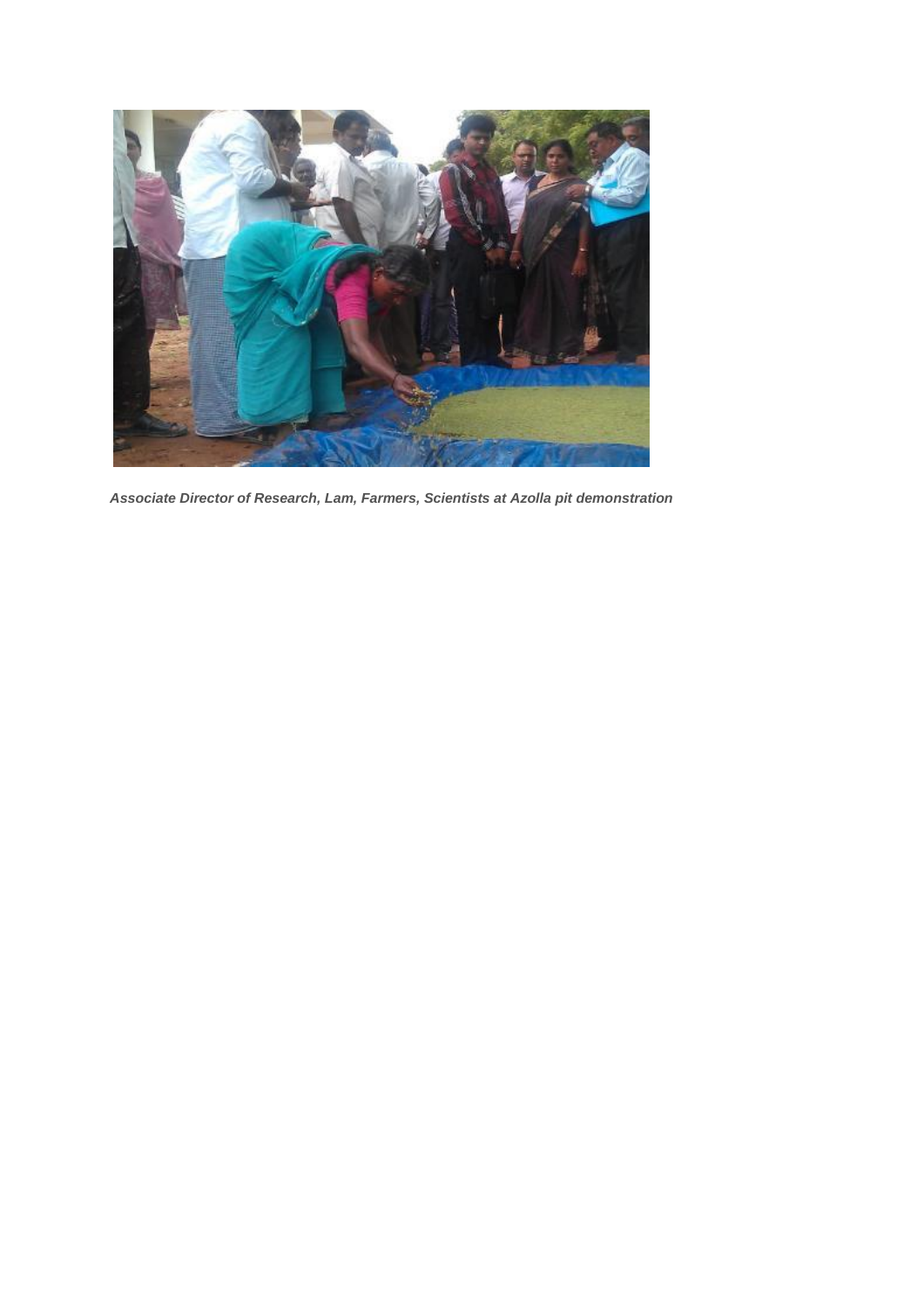***Associate Director of Research, Lam, Farmers, Scientists at Azolla pit demonstration***